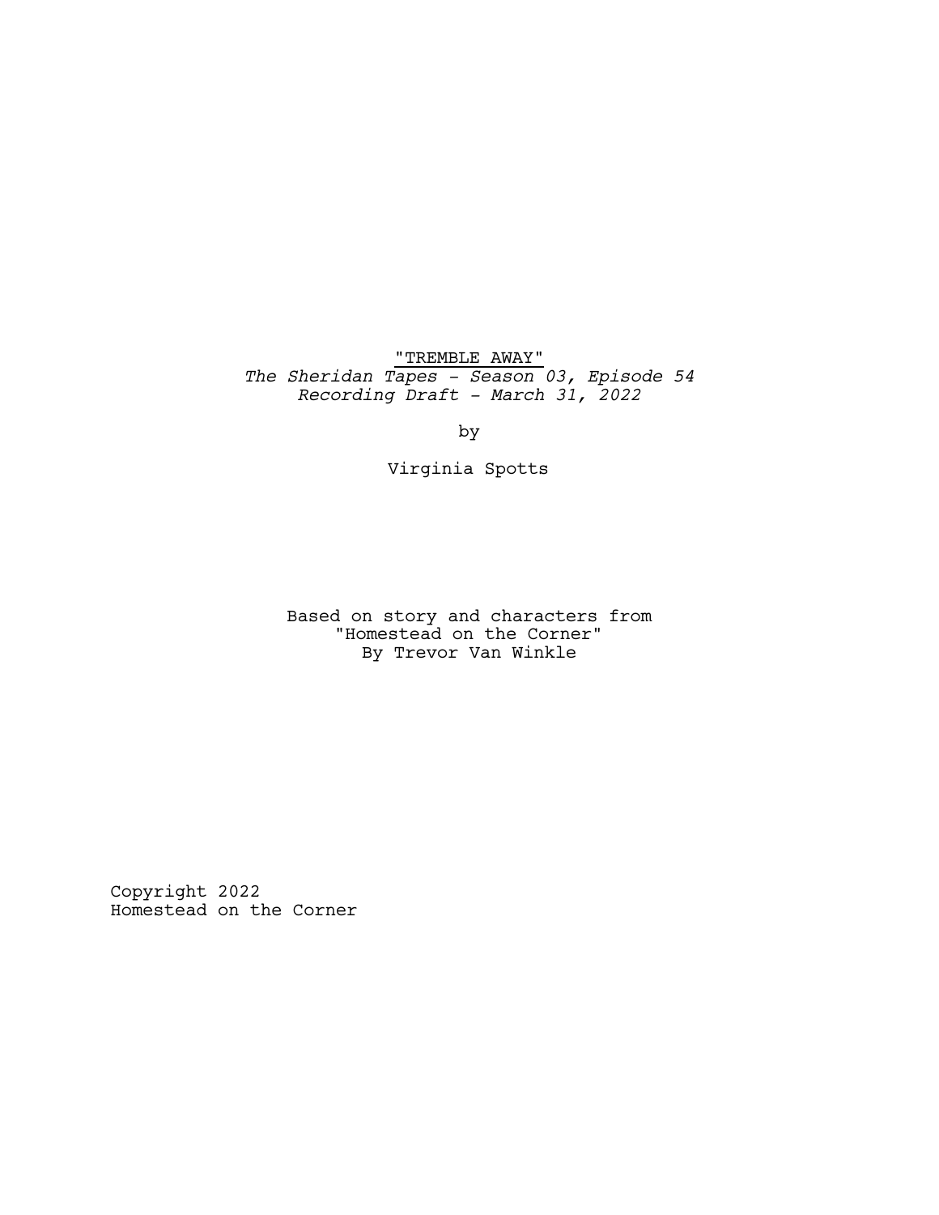"TREMBLE AWAY"

*The Sheridan Tapes - Season 03, Episode 54*

*Recording Draft - March 31, 2022*

by

Virginia Spotts

Based on story and characters from
"Homestead on the Corner"
By Trevor Van Winkle

Copyright 2022
Homestead on the Corner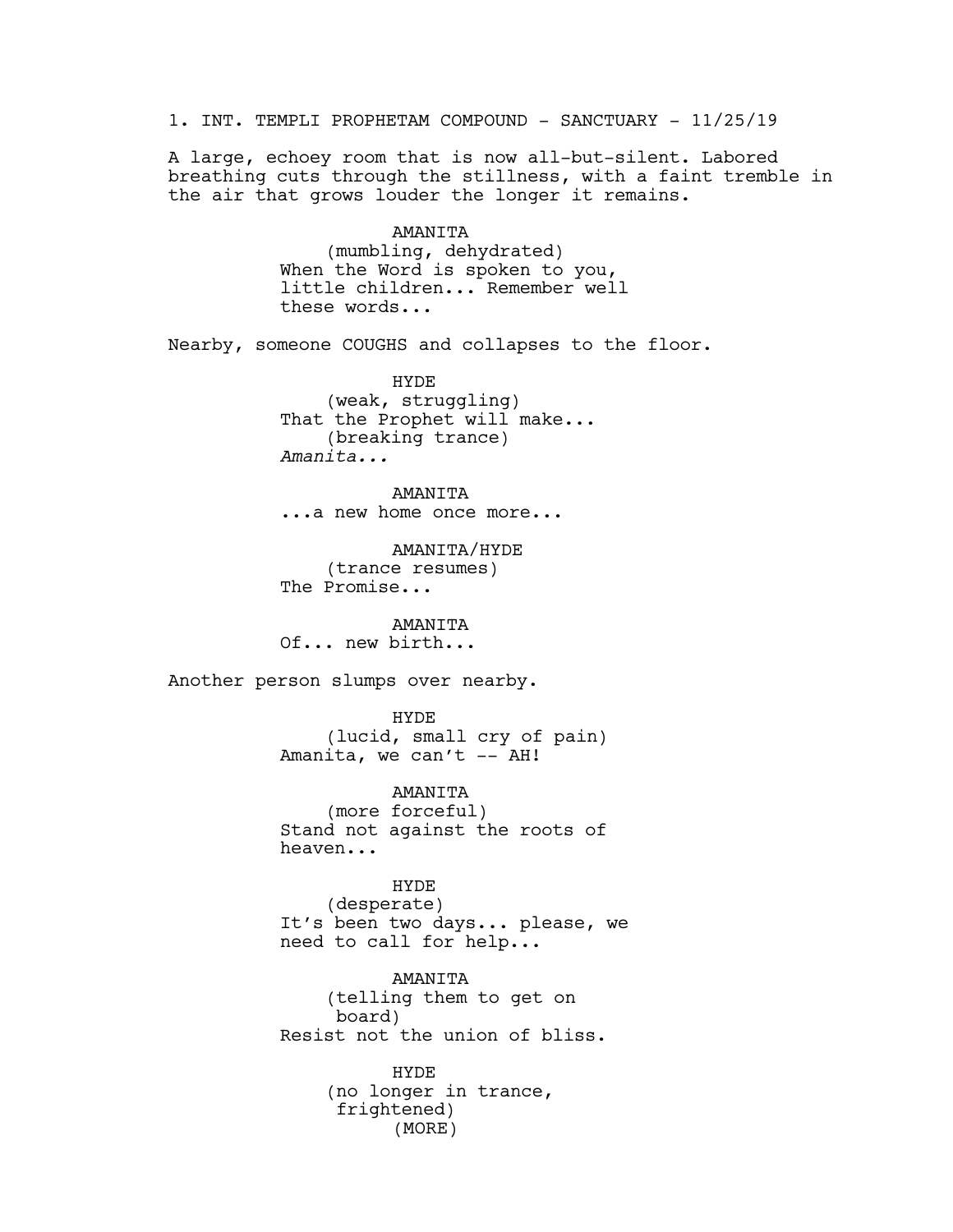1. INT. TEMPLI PROPHETAM COMPOUND - SANCTUARY - 11/25/19

A large, echoey room that is now all-but-silent. Labored breathing cuts through the stillness, with a faint tremble in the air that grows louder the longer it remains.

AMANITA
(mumbling, dehydrated)
When the Word is spoken to you, little children... Remember well these words...

Nearby, someone COUGHS and collapses to the floor.

HYDE
(weak, struggling)
That the Prophet will make...
(breaking trance)
*Amanita...*

AMANITA
...a new home once more...

AMANITA/HYDE
(trance resumes)
The Promise...

AMANITA
Of... new birth...

Another person slumps over nearby.

HYDE
(lucid, small cry of pain)
Amanita, we can't -- AH!

AMANITA
(more forceful)
Stand not against the roots of heaven...

HYDE
(desperate)
It's been two days... please, we need to call for help...

AMANITA
(telling them to get on board)
Resist not the union of bliss.

HYDE
(no longer in trance, frightened)
(MORE)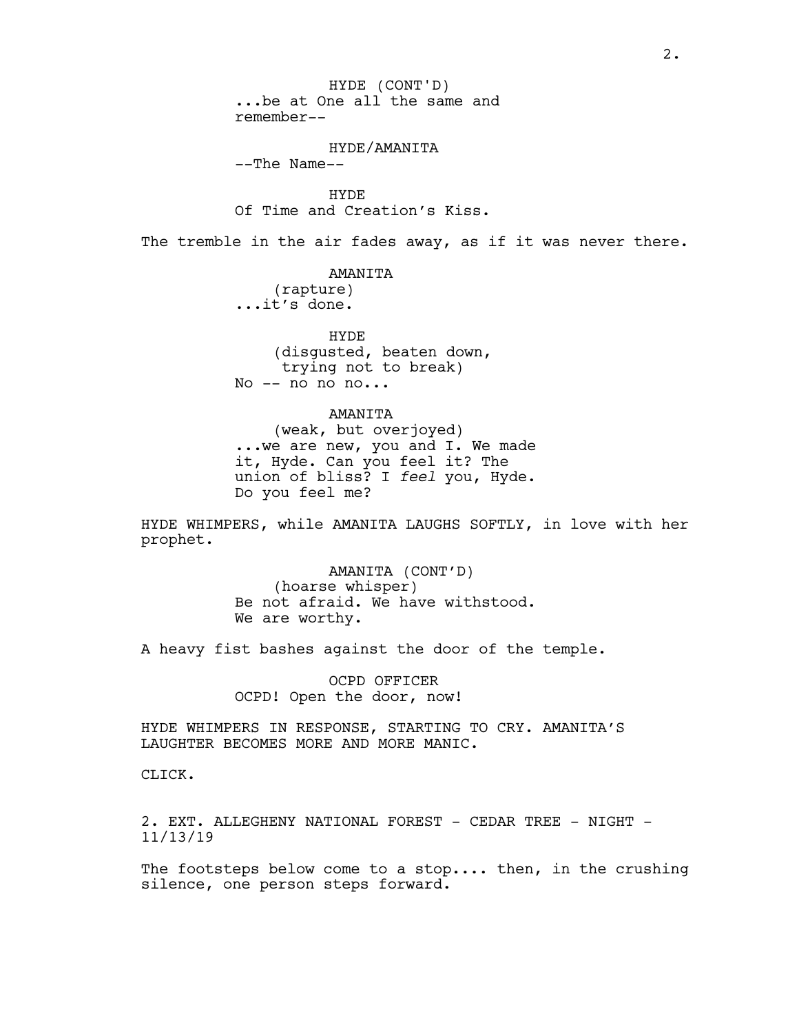HYDE (CONT'D)
...be at One all the same and remember--

HYDE/AMANITA
--The Name--

HYDE
Of Time and Creation's Kiss.

The tremble in the air fades away, as if it was never there.

AMANITA
(rapture)
...it's done.

HYDE
(disgusted, beaten down, trying not to break)
No -- no no no...

AMANITA
(weak, but overjoyed)
...we are new, you and I. We made it, Hyde. Can you feel it? The union of bliss? I *feel* you, Hyde. Do you feel me?

HYDE WHIMPERS, while AMANITA LAUGHS SOFTLY, in love with her prophet.

AMANITA (CONT'D)
(hoarse whisper)
Be not afraid. We have withstood. We are worthy.

A heavy fist bashes against the door of the temple.

OCPD OFFICER
OCPD! Open the door, now!

HYDE WHIMPERS IN RESPONSE, STARTING TO CRY. AMANITA'S LAUGHTER BECOMES MORE AND MORE MANIC.

CLICK.

2. EXT. ALLEGHENY NATIONAL FOREST - CEDAR TREE - NIGHT - 11/13/19

The footsteps below come to a stop.... then, in the crushing silence, one person steps forward.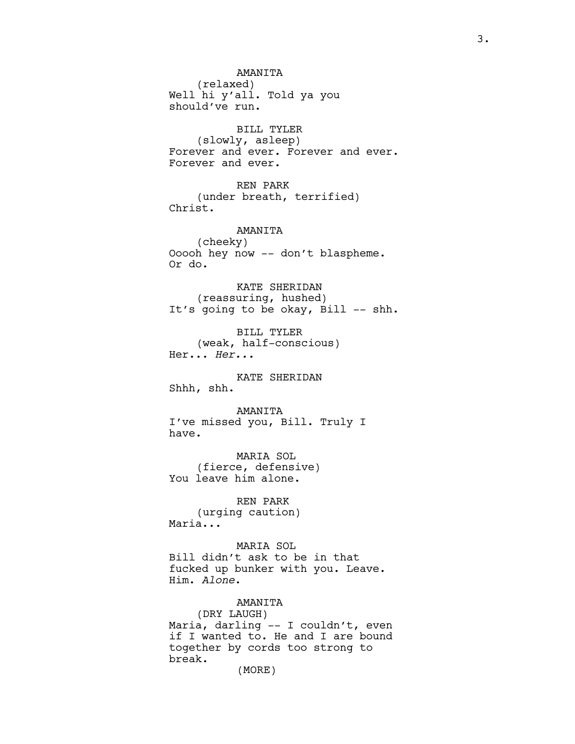AMANITA
(relaxed)
Well hi y'all. Told ya you should've run.

BILL TYLER
(slowly, asleep)
Forever and ever. Forever and ever. Forever and ever.

REN PARK
(under breath, terrified)
Christ.

AMANITA
(cheeky)
Ooooh hey now -- don't blaspheme. Or do.

KATE SHERIDAN
(reassuring, hushed)
It's going to be okay, Bill -- shh.

BILL TYLER
(weak, half-conscious)
Her... *Her...*

KATE SHERIDAN
Shhh, shh.

AMANITA
I've missed you, Bill. Truly I have.

MARIA SOL
(fierce, defensive)
You leave him alone.

REN PARK
(urging caution)
Maria...

MARIA SOL
Bill didn't ask to be in that fucked up bunker with you. Leave. Him. *Alone*.

AMANITA
(DRY LAUGH)
Maria, darling -- I couldn't, even if I wanted to. He and I are bound together by cords too strong to break.
(MORE)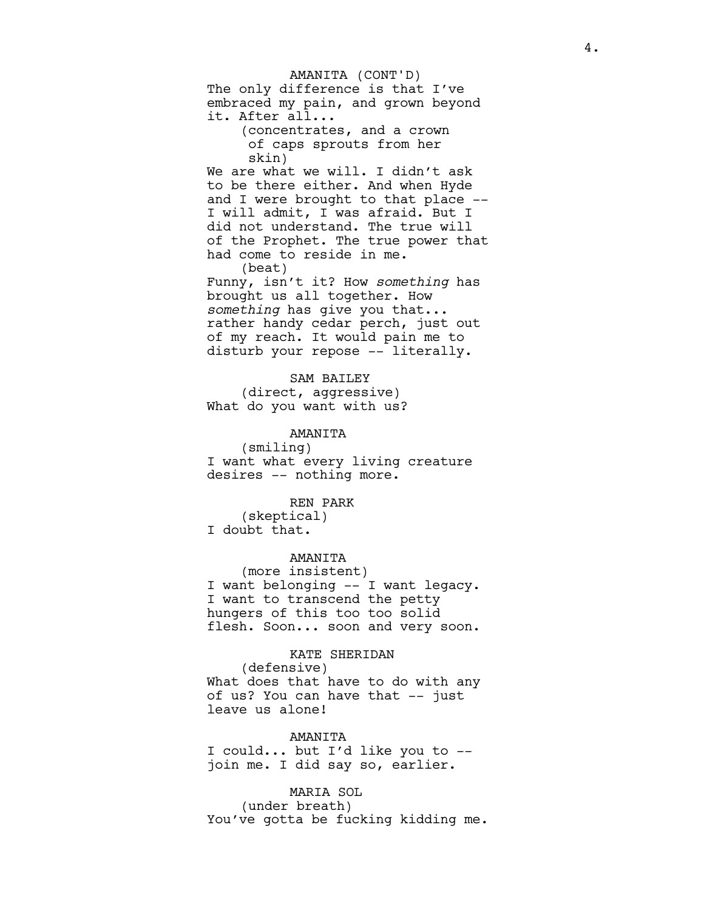AMANITA (CONT'D)

The only difference is that I've embraced my pain, and grown beyond it. After all...

(concentrates, and a crown of caps sprouts from her skin)

We are what we will. I didn't ask to be there either. And when Hyde and I were brought to that place -- I will admit, I was afraid. But I did not understand. The true will of the Prophet. The true power that had come to reside in me.

(beat)

Funny, isn't it? How *something* has brought us all together. How *something* has give you that... rather handy cedar perch, just out of my reach. It would pain me to disturb your repose -- literally.

SAM BAILEY

(direct, aggressive)

What do you want with us?

AMANITA

(smiling)

I want what every living creature desires -- nothing more.

REN PARK

(skeptical)

I doubt that.

AMANITA

(more insistent)

I want belonging -- I want legacy. I want to transcend the petty hungers of this too too solid flesh. Soon... soon and very soon.

KATE SHERIDAN

(defensive)

What does that have to do with any of us? You can have that -- just leave us alone!

AMANITA

I could... but I'd like you to -- join me. I did say so, earlier.

MARIA SOL

(under breath)

You've gotta be fucking kidding me.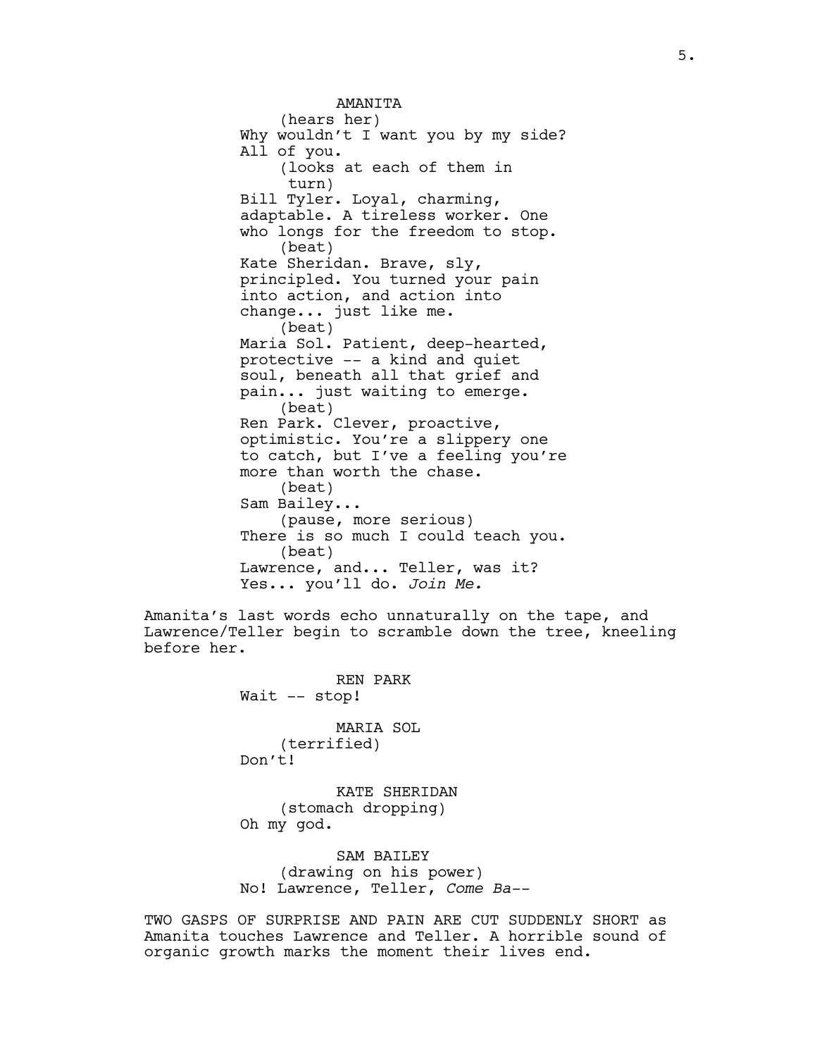AMANITA
(hears her)
Why wouldn't I want you by my side? All of you.
(looks at each of them in turn)
Bill Tyler. Loyal, charming, adaptable. A tireless worker. One who longs for the freedom to stop.
(beat)
Kate Sheridan. Brave, sly, principled. You turned your pain into action, and action into change... just like me.
(beat)
Maria Sol. Patient, deep-hearted, protective -- a kind and quiet soul, beneath all that grief and pain... just waiting to emerge.
(beat)
Ren Park. Clever, proactive, optimistic. You're a slippery one to catch, but I've a feeling you're more than worth the chase.
(beat)
Sam Bailey...
(pause, more serious)
There is so much I could teach you.
(beat)
Lawrence, and... Teller, was it? Yes... you'll do. *Join Me.*

Amanita's last words echo unnaturally on the tape, and Lawrence/Teller begin to scramble down the tree, kneeling before her.

REN PARK
Wait -- stop!

MARIA SOL
(terrified)
Don't!

KATE SHERIDAN
(stomach dropping)
Oh my god.

SAM BAILEY
(drawing on his power)
No! Lawrence, Teller, *Come Ba--*

TWO GASPS OF SURPRISE AND PAIN ARE CUT SUDDENLY SHORT as Amanita touches Lawrence and Teller. A horrible sound of organic growth marks the moment their lives end.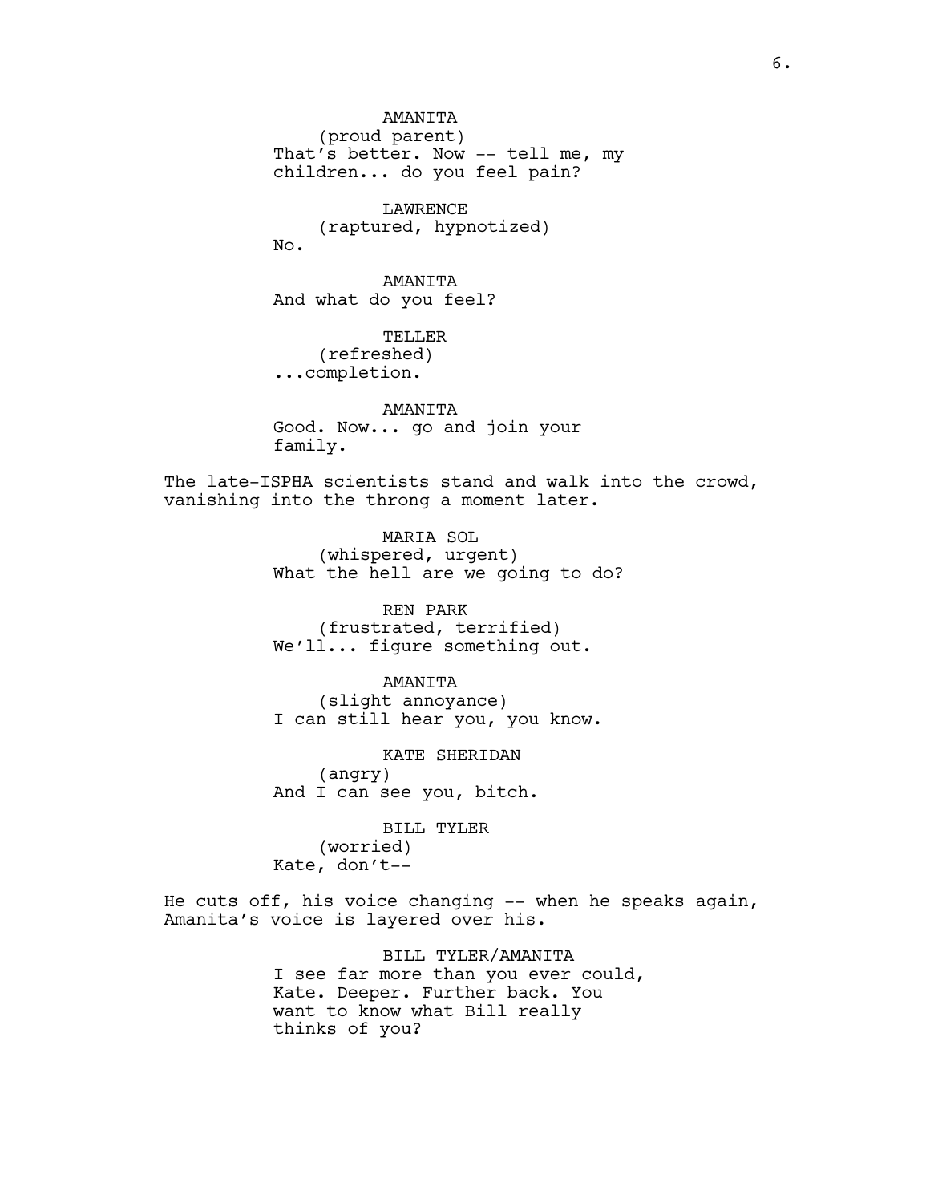AMANITA
(proud parent)
That's better. Now -- tell me, my children... do you feel pain?

LAWRENCE
(raptured, hypnotized)
No.

AMANITA
And what do you feel?

TELLER
(refreshed)
...completion.

AMANITA
Good. Now... go and join your family.

The late-ISPHA scientists stand and walk into the crowd, vanishing into the throng a moment later.

MARIA SOL
(whispered, urgent)
What the hell are we going to do?

REN PARK
(frustrated, terrified)
We'll... figure something out.

AMANITA
(slight annoyance)
I can still hear you, you know.

KATE SHERIDAN
(angry)
And I can see you, bitch.

BILL TYLER
(worried)
Kate, don't--

He cuts off, his voice changing -- when he speaks again, Amanita's voice is layered over his.

BILL TYLER/AMANITA
I see far more than you ever could, Kate. Deeper. Further back. You want to know what Bill really thinks of you?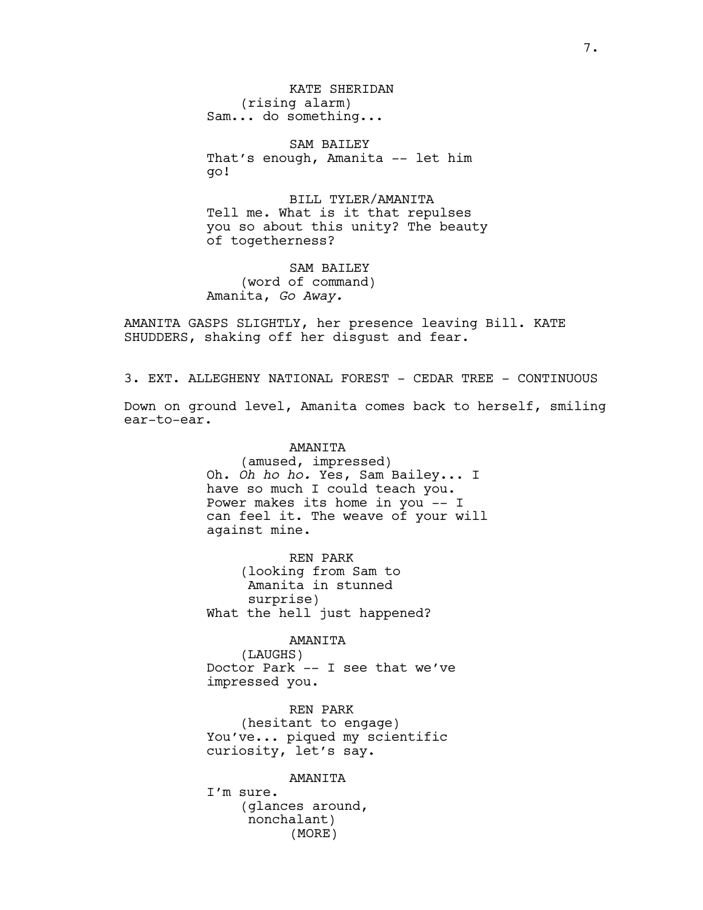KATE SHERIDAN
(rising alarm)
Sam... do something...

SAM BAILEY
That's enough, Amanita -- let him go!

BILL TYLER/AMANITA
Tell me. What is it that repulses you so about this unity? The beauty of togetherness?

SAM BAILEY
(word of command)
Amanita, *Go Away.*

AMANITA GASPS SLIGHTLY, her presence leaving Bill. KATE SHUDDERS, shaking off her disgust and fear.

### 3. EXT. ALLEGHENY NATIONAL FOREST - CEDAR TREE - CONTINUOUS

Down on ground level, Amanita comes back to herself, smiling ear-to-ear.

AMANITA
(amused, impressed)
Oh. *Oh ho ho.* Yes, Sam Bailey... I have so much I could teach you. Power makes its home in you -- I can feel it. The weave of your will against mine.

REN PARK
(looking from Sam to Amanita in stunned surprise)
What the hell just happened?

AMANITA
(LAUGHS)
Doctor Park -- I see that we've impressed you.

REN PARK
(hesitant to engage)
You've... piqued my scientific curiosity, let's say.

AMANITA
I'm sure.
(glances around, nonchalant)
(MORE)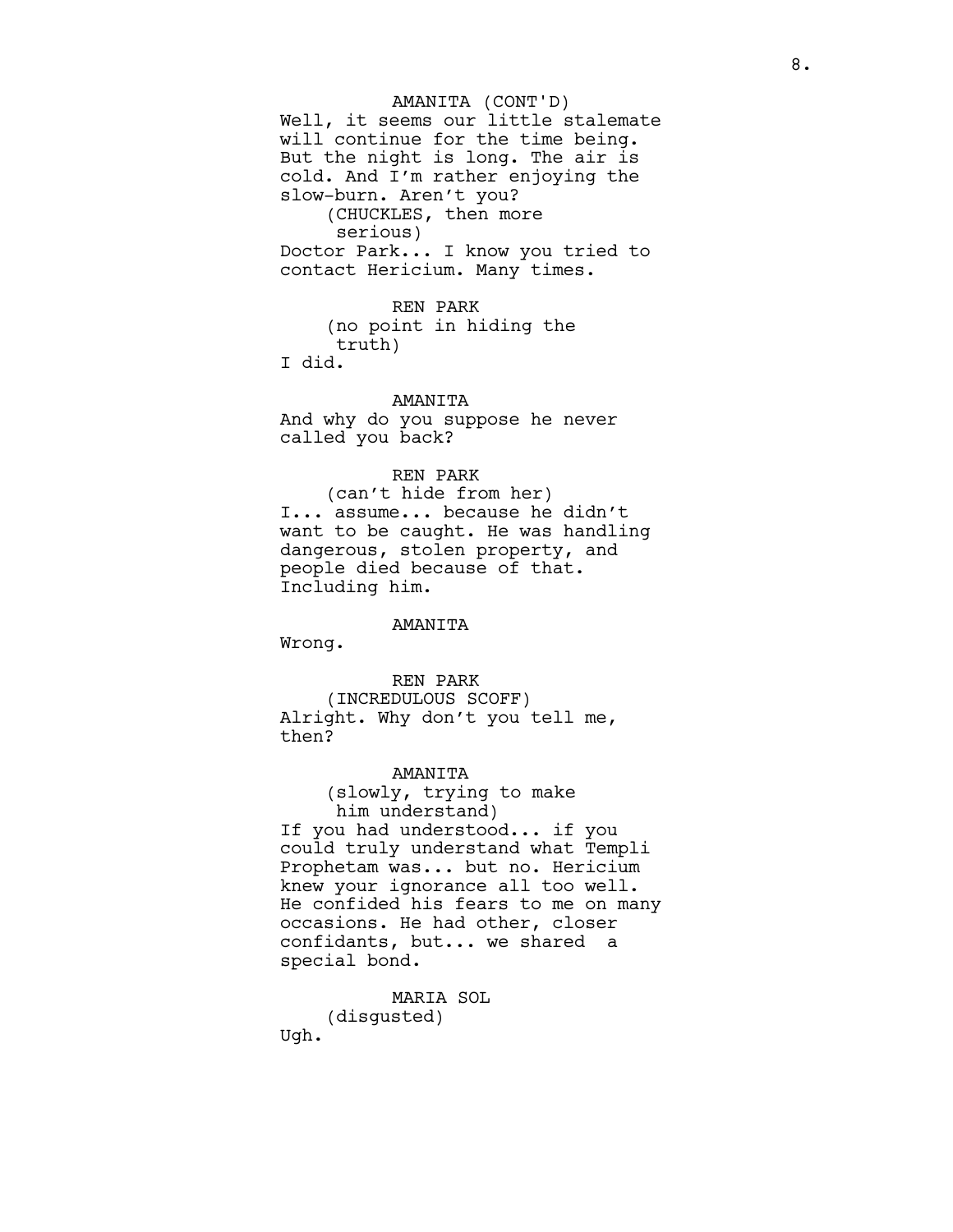AMANITA (CONT'D)

Well, it seems our little stalemate will continue for the time being. But the night is long. The air is cold. And I'm rather enjoying the slow-burn. Aren't you?

(CHUCKLES, then more serious)

Doctor Park... I know you tried to contact Hericium. Many times.

REN PARK

(no point in hiding the truth)

I did.

AMANITA

And why do you suppose he never called you back?

REN PARK

(can't hide from her)

I... assume... because he didn't want to be caught. He was handling dangerous, stolen property, and people died because of that. Including him.

AMANITA

Wrong.

REN PARK

(INCREDULOUS SCOFF)

Alright. Why don't you tell me, then?

AMANITA

(slowly, trying to make him understand)

If you had understood... if you could truly understand what Templi Prophetam was... but no. Hericium knew your ignorance all too well. He confided his fears to me on many occasions. He had other, closer confidants, but... we shared a special bond.

MARIA SOL

(disgusted)

Ugh.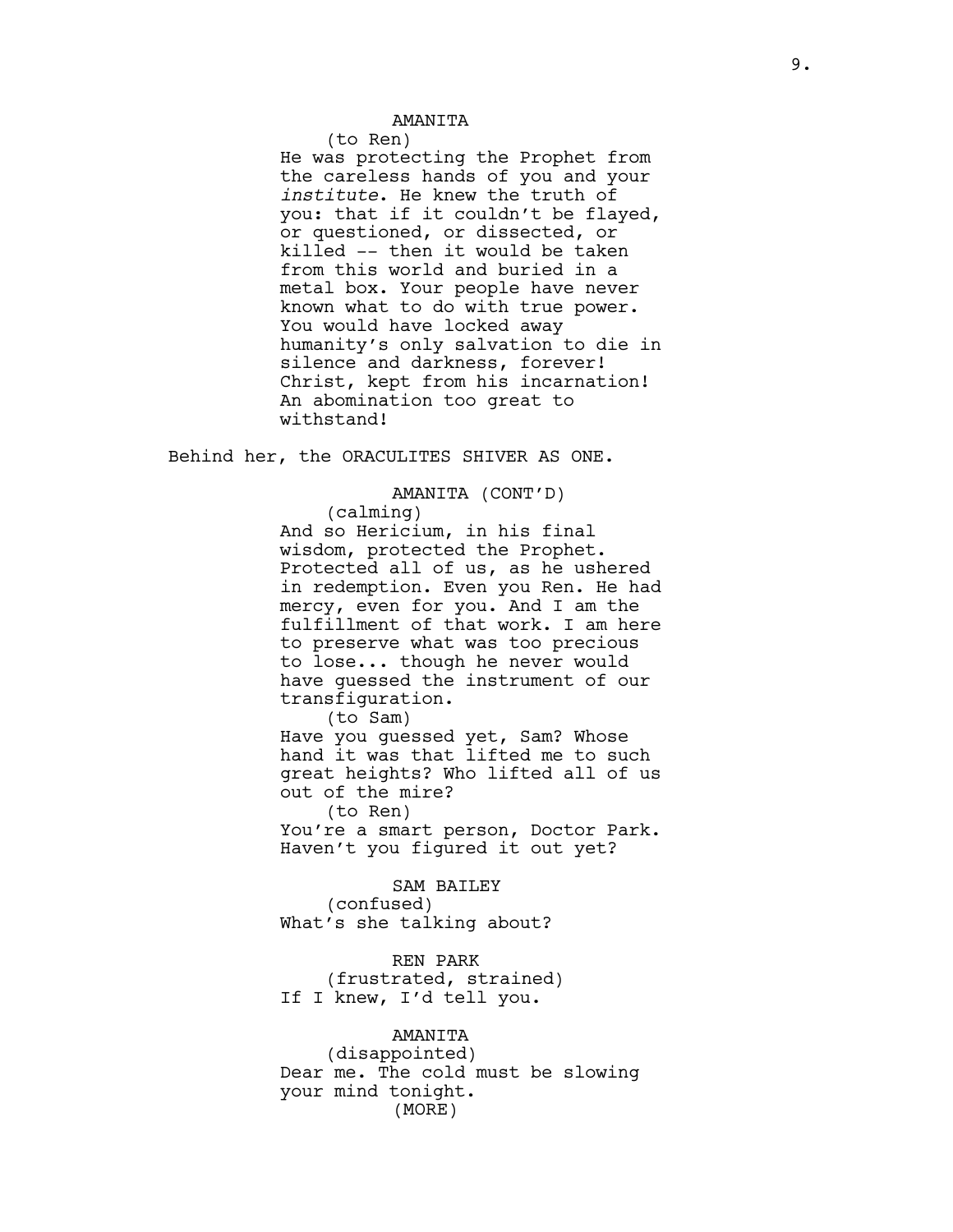AMANITA

(to Ren)

He was protecting the Prophet from the careless hands of you and your *institute*. He knew the truth of you: that if it couldn't be flayed, or questioned, or dissected, or killed -- then it would be taken from this world and buried in a metal box. Your people have never known what to do with true power. You would have locked away humanity's only salvation to die in silence and darkness, forever! Christ, kept from his incarnation! An abomination too great to withstand!

Behind her, the ORACULITES SHIVER AS ONE.

AMANITA (CONT'D)

(calming)

And so Hericium, in his final wisdom, protected the Prophet. Protected all of us, as he ushered in redemption. Even you Ren. He had mercy, even for you. And I am the fulfillment of that work. I am here to preserve what was too precious to lose... though he never would have guessed the instrument of our transfiguration.

(to Sam)

Have you guessed yet, Sam? Whose hand it was that lifted me to such great heights? Who lifted all of us out of the mire?

(to Ren)

You're a smart person, Doctor Park. Haven't you figured it out yet?

SAM BAILEY

(confused)

What's she talking about?

REN PARK

(frustrated, strained)

If I knew, I'd tell you.

AMANITA

(disappointed)

Dear me. The cold must be slowing your mind tonight.

(MORE)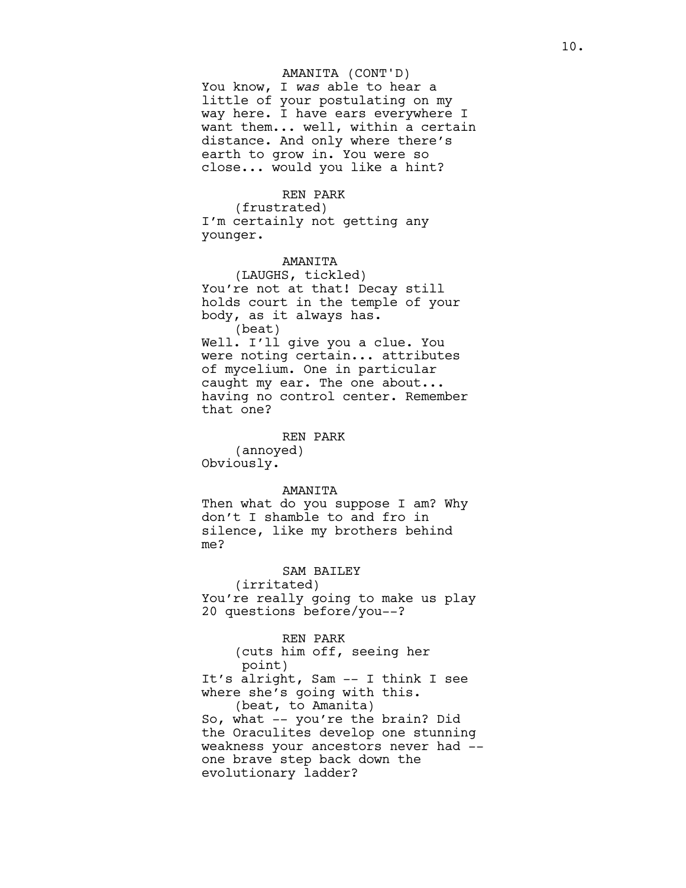AMANITA (CONT'D)
You know, I *was* able to hear a little of your postulating on my way here. I have ears everywhere I want them... well, within a certain distance. And only where there's earth to grow in. You were so close... would you like a hint?

REN PARK
(frustrated)
I'm certainly not getting any younger.

AMANITA
(LAUGHS, tickled)
You're not at that! Decay still holds court in the temple of your body, as it always has.
(beat)
Well. I'll give you a clue. You were noting certain... attributes of mycelium. One in particular caught my ear. The one about... having no control center. Remember that one?

REN PARK
(annoyed)
Obviously.

AMANITA
Then what do you suppose I am? Why don't I shamble to and fro in silence, like my brothers behind me?

SAM BAILEY
(irritated)
You're really going to make us play 20 questions before/you--?

REN PARK
(cuts him off, seeing her point)
It's alright, Sam -- I think I see where she's going with this.
(beat, to Amanita)
So, what -- you're the brain? Did the Oraculites develop one stunning weakness your ancestors never had -- one brave step back down the evolutionary ladder?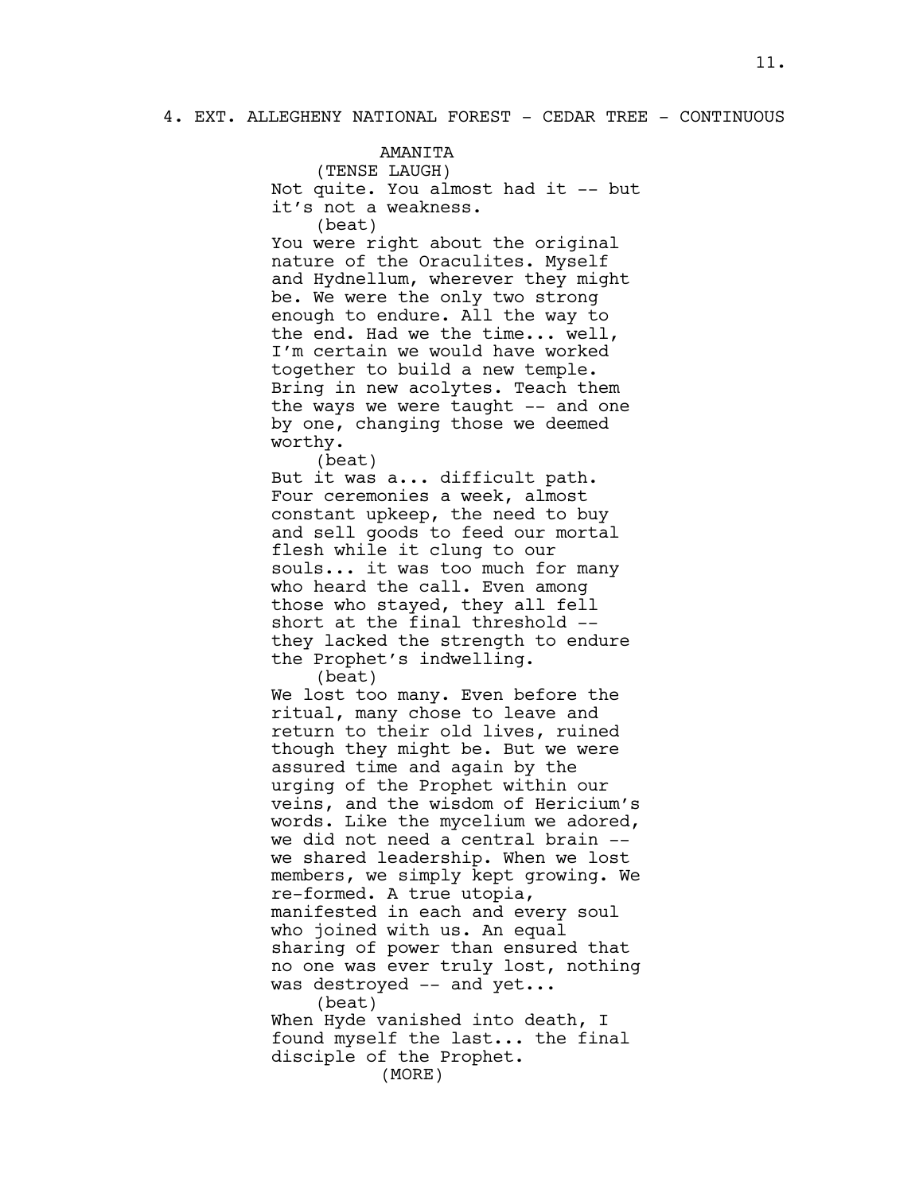4. EXT. ALLEGHENY NATIONAL FOREST - CEDAR TREE - CONTINUOUS

AMANITA

(TENSE LAUGH)

Not quite. You almost had it -- but it's not a weakness.

(beat)

You were right about the original nature of the Oraculites. Myself and Hydnellum, wherever they might be. We were the only two strong enough to endure. All the way to the end. Had we the time... well, I'm certain we would have worked together to build a new temple. Bring in new acolytes. Teach them the ways we were taught -- and one by one, changing those we deemed worthy.

(beat)

But it was a... difficult path. Four ceremonies a week, almost constant upkeep, the need to buy and sell goods to feed our mortal flesh while it clung to our souls... it was too much for many who heard the call. Even among those who stayed, they all fell short at the final threshold -- they lacked the strength to endure the Prophet's indwelling.

(beat)

We lost too many. Even before the ritual, many chose to leave and return to their old lives, ruined though they might be. But we were assured time and again by the urging of the Prophet within our veins, and the wisdom of Hericium's words. Like the mycelium we adored, we did not need a central brain -- we shared leadership. When we lost members, we simply kept growing. We re-formed. A true utopia, manifested in each and every soul who joined with us. An equal sharing of power than ensured that no one was ever truly lost, nothing was destroyed -- and yet...

(beat)

When Hyde vanished into death, I found myself the last... the final disciple of the Prophet.

(MORE)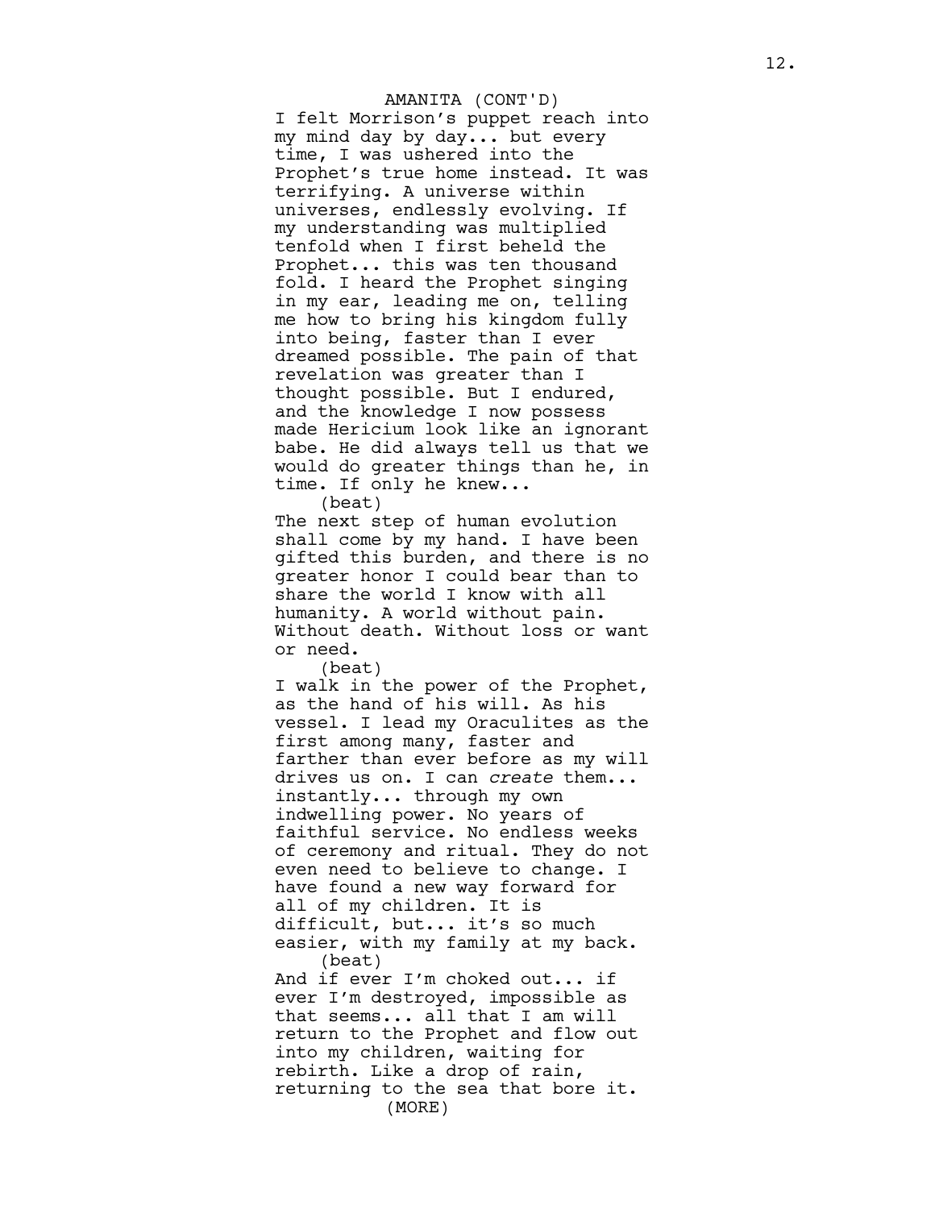AMANITA (CONT'D)

I felt Morrison's puppet reach into my mind day by day... but every time, I was ushered into the Prophet's true home instead. It was terrifying. A universe within universes, endlessly evolving. If my understanding was multiplied tenfold when I first beheld the Prophet... this was ten thousand fold. I heard the Prophet singing in my ear, leading me on, telling me how to bring his kingdom fully into being, faster than I ever dreamed possible. The pain of that revelation was greater than I thought possible. But I endured, and the knowledge I now possess made Hericium look like an ignorant babe. He did always tell us that we would do greater things than he, in time. If only he knew...

(beat)

The next step of human evolution shall come by my hand. I have been gifted this burden, and there is no greater honor I could bear than to share the world I know with all humanity. A world without pain. Without death. Without loss or want or need.

(beat)

I walk in the power of the Prophet, as the hand of his will. As his vessel. I lead my Oraculites as the first among many, faster and farther than ever before as my will drives us on. I can *create* them... instantly... through my own indwelling power. No years of faithful service. No endless weeks of ceremony and ritual. They do not even need to believe to change. I have found a new way forward for all of my children. It is difficult, but... it's so much easier, with my family at my back.

(beat)

And if ever I'm choked out... if ever I'm destroyed, impossible as that seems... all that I am will return to the Prophet and flow out into my children, waiting for rebirth. Like a drop of rain, returning to the sea that bore it.

(MORE)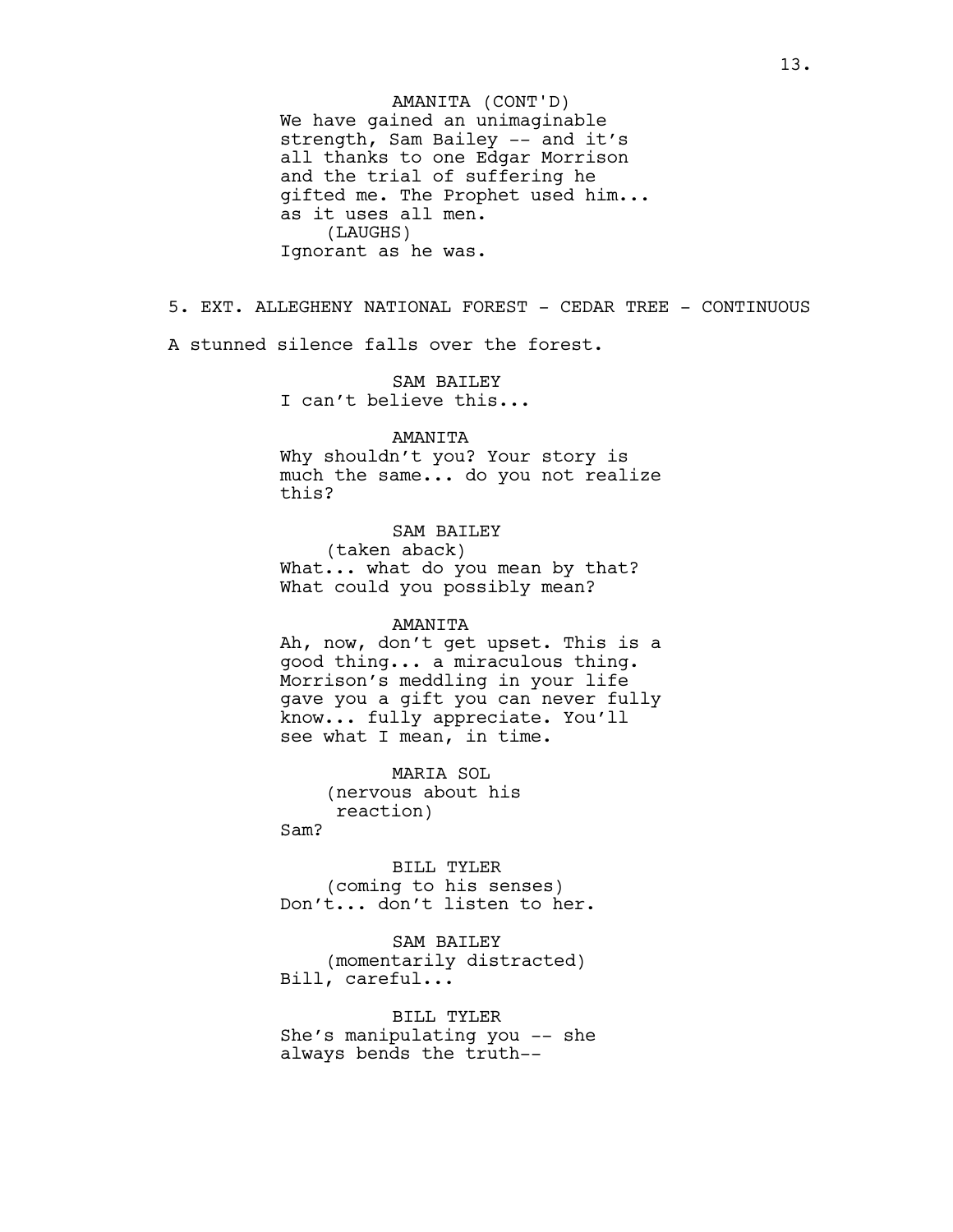AMANITA (CONT'D)
We have gained an unimaginable strength, Sam Bailey -- and it's all thanks to one Edgar Morrison and the trial of suffering he gifted me. The Prophet used him... as it uses all men.
(LAUGHS)
Ignorant as he was.

5. EXT. ALLEGHENY NATIONAL FOREST - CEDAR TREE - CONTINUOUS

A stunned silence falls over the forest.

SAM BAILEY
I can't believe this...

AMANITA
Why shouldn't you? Your story is much the same... do you not realize this?

SAM BAILEY
(taken aback)
What... what do you mean by that? What could you possibly mean?

AMANITA
Ah, now, don't get upset. This is a good thing... a miraculous thing. Morrison's meddling in your life gave you a gift you can never fully know... fully appreciate. You'll see what I mean, in time.

MARIA SOL
(nervous about his reaction)
Sam?

BILL TYLER
(coming to his senses)
Don't... don't listen to her.

SAM BAILEY
(momentarily distracted)
Bill, careful...

BILL TYLER
She's manipulating you -- she always bends the truth--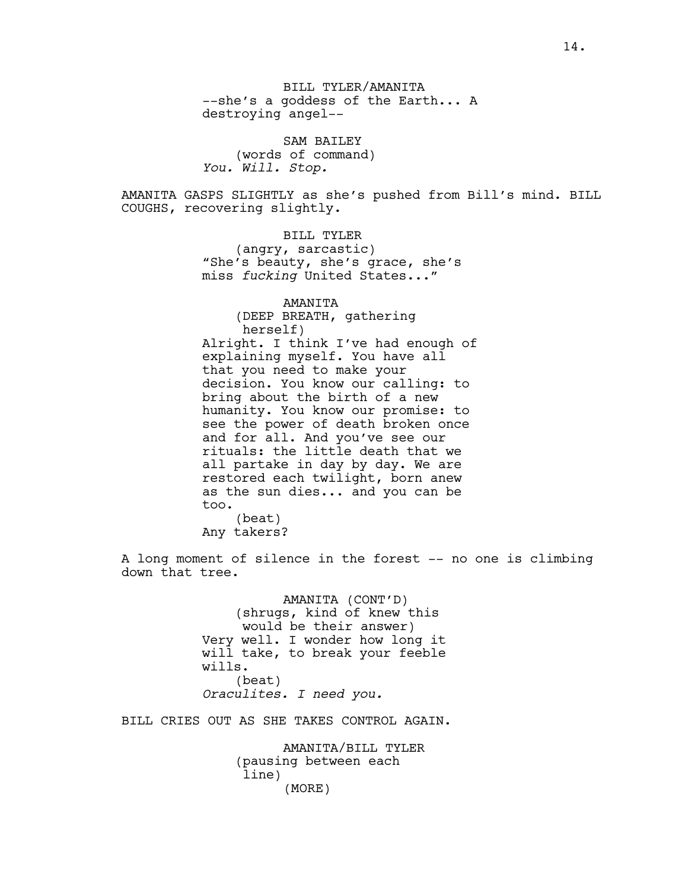BILL TYLER/AMANITA

--she's a goddess of the Earth... A destroying angel--

SAM BAILEY

(words of command)

*You. Will. Stop.*

AMANITA GASPS SLIGHTLY as she's pushed from Bill's mind. BILL COUGHS, recovering slightly.

BILL TYLER

(angry, sarcastic)

"She's beauty, she's grace, she's miss *fucking* United States..."

AMANITA

(DEEP BREATH, gathering herself)

Alright. I think I've had enough of explaining myself. You have all that you need to make your decision. You know our calling: to bring about the birth of a new humanity. You know our promise: to see the power of death broken once and for all. And you've see our rituals: the little death that we all partake in day by day. We are restored each twilight, born anew as the sun dies... and you can be too.

(beat)

Any takers?

A long moment of silence in the forest -- no one is climbing down that tree.

AMANITA (CONT'D)

(shrugs, kind of knew this would be their answer)

Very well. I wonder how long it will take, to break your feeble wills.

(beat)

*Oraculites. I need you.*

BILL CRIES OUT AS SHE TAKES CONTROL AGAIN.

AMANITA/BILL TYLER

(pausing between each line)

(MORE)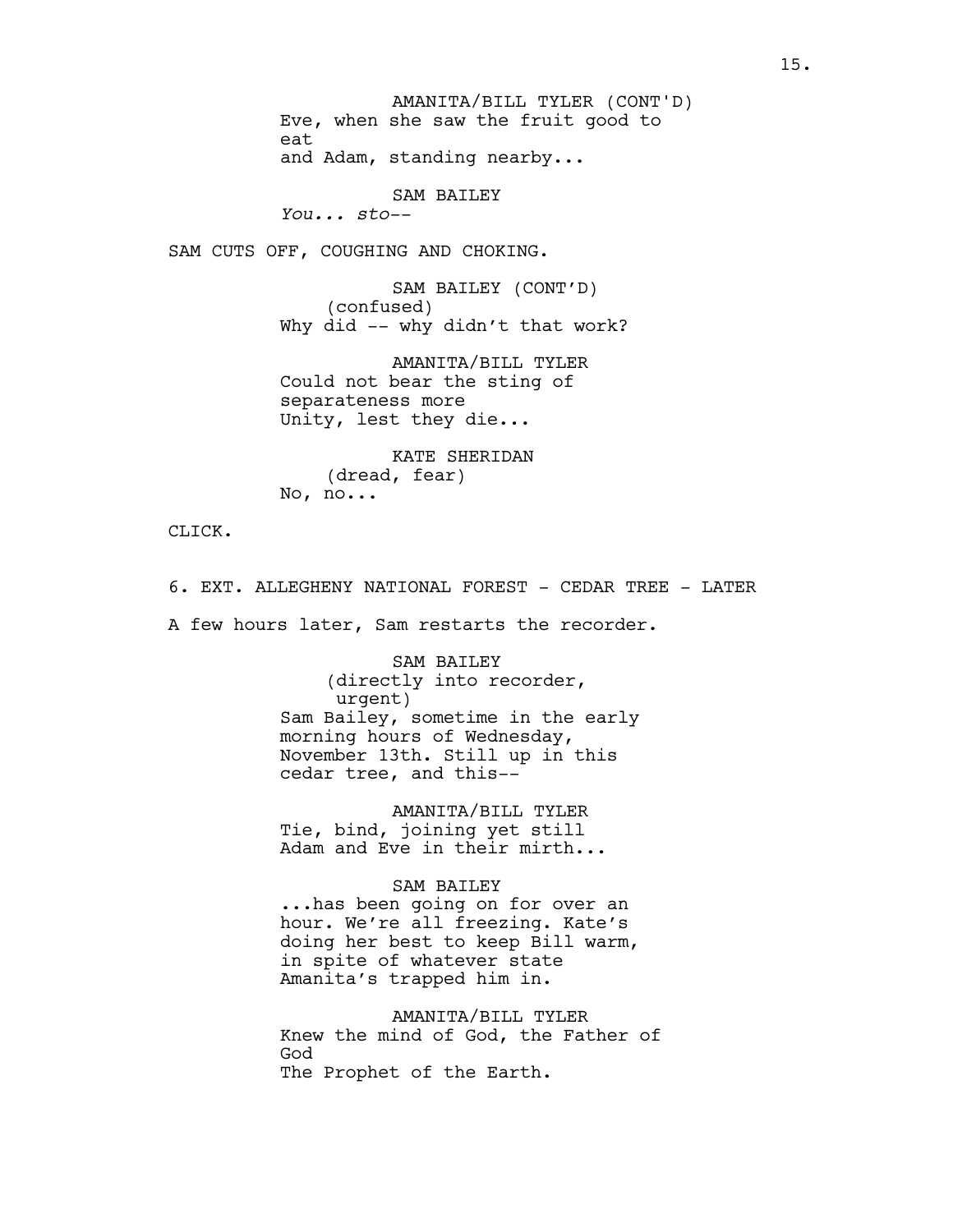AMANITA/BILL TYLER (CONT'D)
Eve, when she saw the fruit good to eat
and Adam, standing nearby...

SAM BAILEY
*You... sto--*

SAM CUTS OFF, COUGHING AND CHOKING.

SAM BAILEY (CONT'D)
(confused)
Why did -- why didn't that work?

AMANITA/BILL TYLER
Could not bear the sting of separateness more
Unity, lest they die...

KATE SHERIDAN
(dread, fear)
No, no...

CLICK.

6. EXT. ALLEGHENY NATIONAL FOREST - CEDAR TREE - LATER

A few hours later, Sam restarts the recorder.

SAM BAILEY
(directly into recorder, urgent)
Sam Bailey, sometime in the early morning hours of Wednesday, November 13th. Still up in this cedar tree, and this--

AMANITA/BILL TYLER
Tie, bind, joining yet still
Adam and Eve in their mirth...

SAM BAILEY
...has been going on for over an hour. We're all freezing. Kate's doing her best to keep Bill warm, in spite of whatever state Amanita's trapped him in.

AMANITA/BILL TYLER
Knew the mind of God, the Father of God
The Prophet of the Earth.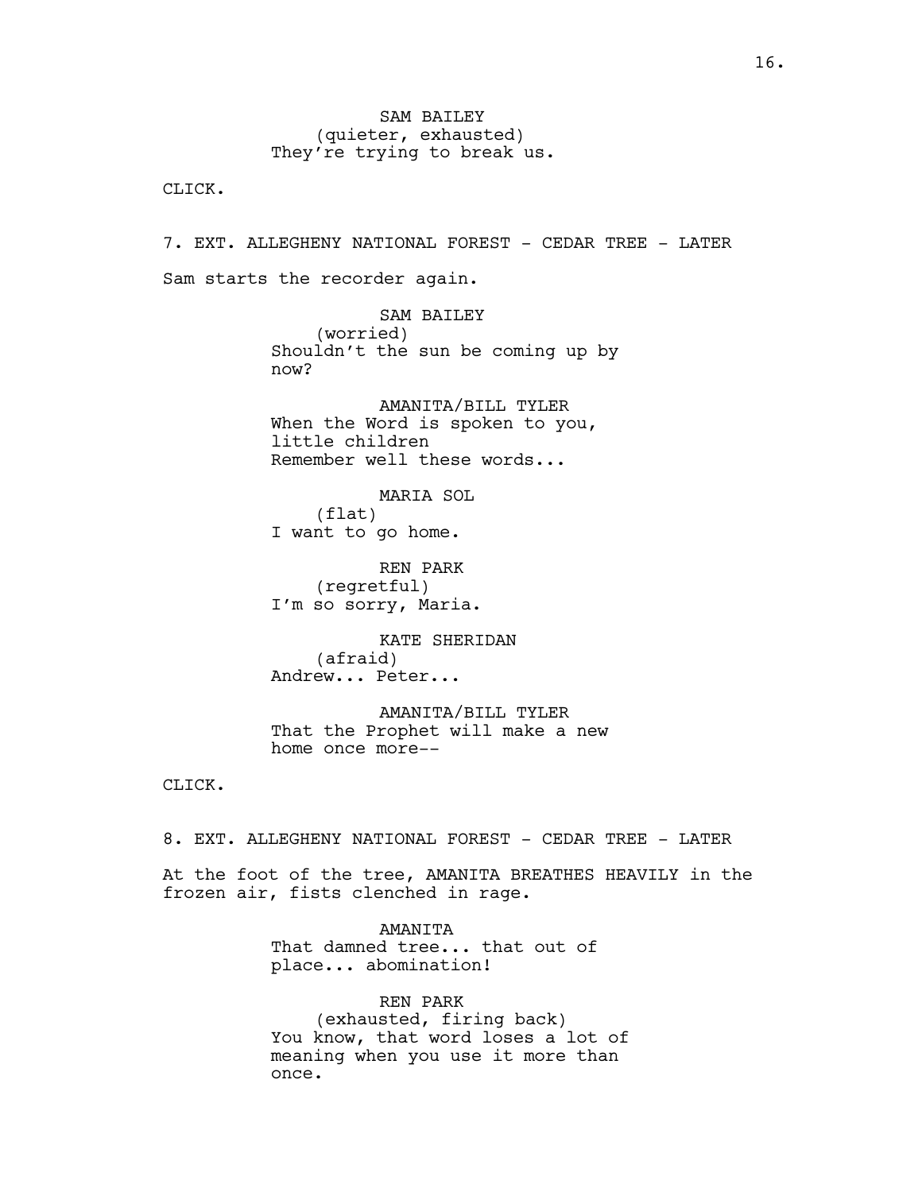SAM BAILEY
(quieter, exhausted)
They're trying to break us.

CLICK.

7. EXT. ALLEGHENY NATIONAL FOREST - CEDAR TREE - LATER

Sam starts the recorder again.

SAM BAILEY
(worried)
Shouldn't the sun be coming up by now?

AMANITA/BILL TYLER
When the Word is spoken to you, little children
Remember well these words...

MARIA SOL
(flat)
I want to go home.

REN PARK
(regretful)
I'm so sorry, Maria.

KATE SHERIDAN
(afraid)
Andrew... Peter...

AMANITA/BILL TYLER
That the Prophet will make a new home once more--

CLICK.

8. EXT. ALLEGHENY NATIONAL FOREST - CEDAR TREE - LATER

At the foot of the tree, AMANITA BREATHES HEAVILY in the frozen air, fists clenched in rage.

AMANITA
That damned tree... that out of place... abomination!

REN PARK
(exhausted, firing back)
You know, that word loses a lot of meaning when you use it more than once.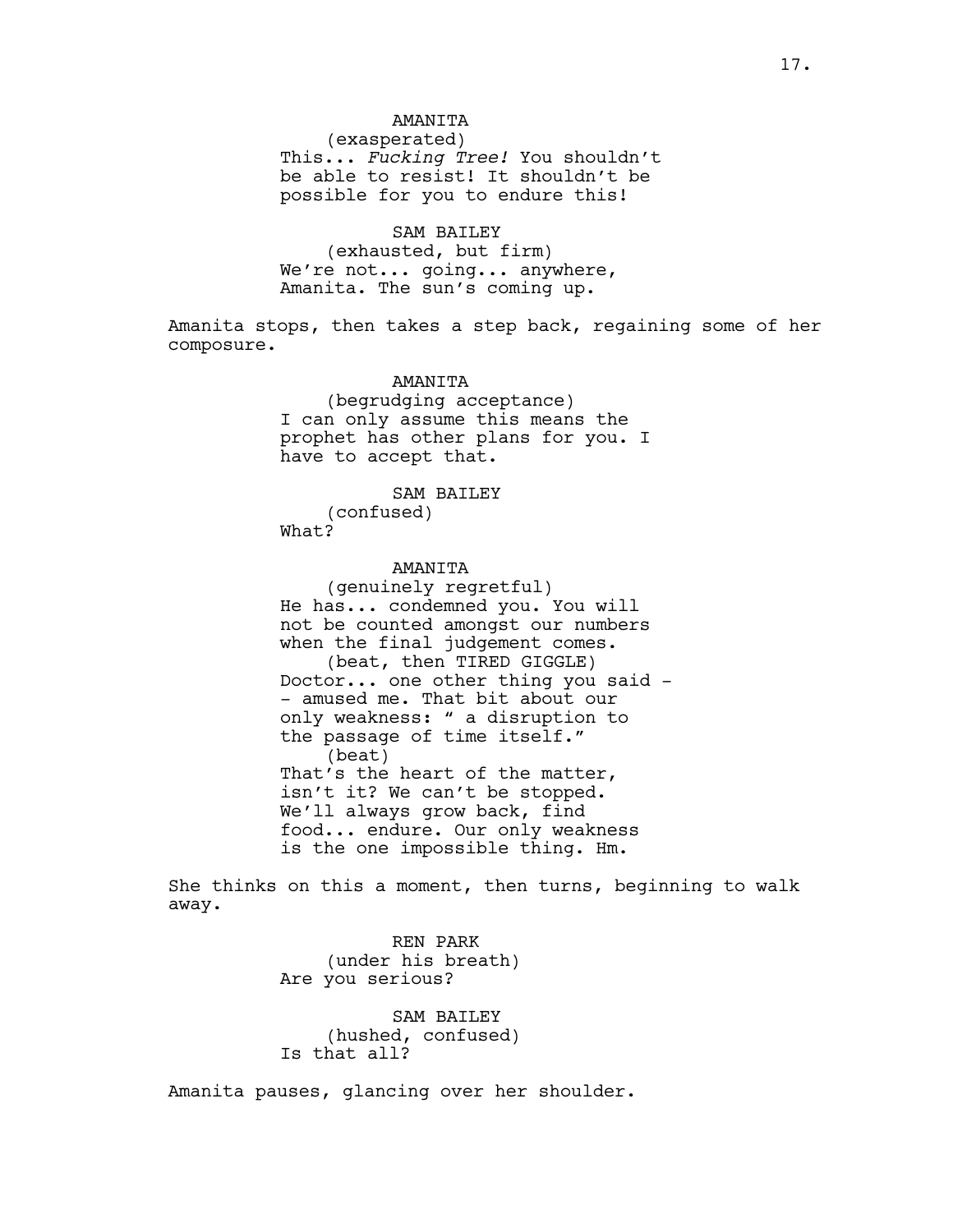AMANITA
(exasperated)
This... *Fucking Tree!* You shouldn't be able to resist! It shouldn't be possible for you to endure this!

SAM BAILEY
(exhausted, but firm)
We're not... going... anywhere, Amanita. The sun's coming up.

Amanita stops, then takes a step back, regaining some of her composure.

AMANITA
(begrudging acceptance)
I can only assume this means the prophet has other plans for you. I have to accept that.

SAM BAILEY
(confused)
What?

AMANITA
(genuinely regretful)
He has... condemned you. You will not be counted amongst our numbers when the final judgement comes.
(beat, then TIRED GIGGLE)
Doctor... one other thing you said -- amused me. That bit about our only weakness: " a disruption to the passage of time itself."
(beat)
That's the heart of the matter, isn't it? We can't be stopped. We'll always grow back, find food... endure. Our only weakness is the one impossible thing. Hm.

She thinks on this a moment, then turns, beginning to walk away.

REN PARK
(under his breath)
Are you serious?

SAM BAILEY
(hushed, confused)
Is that all?

Amanita pauses, glancing over her shoulder.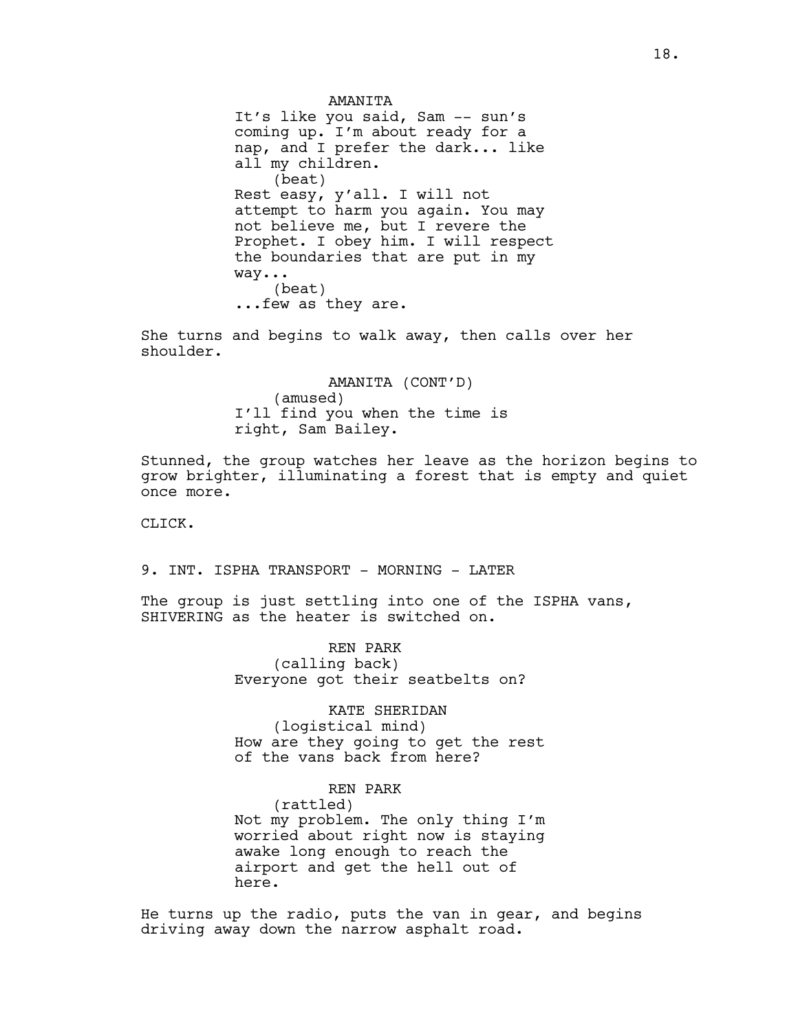AMANITA

It's like you said, Sam -- sun's coming up. I'm about ready for a nap, and I prefer the dark... like all my children.

(beat)

Rest easy, y'all. I will not attempt to harm you again. You may not believe me, but I revere the Prophet. I obey him. I will respect the boundaries that are put in my way...

(beat)

...few as they are.

She turns and begins to walk away, then calls over her shoulder.

AMANITA (CONT'D)

(amused)

I'll find you when the time is right, Sam Bailey.

Stunned, the group watches her leave as the horizon begins to grow brighter, illuminating a forest that is empty and quiet once more.

CLICK.

9. INT. ISPHA TRANSPORT - MORNING - LATER

The group is just settling into one of the ISPHA vans, SHIVERING as the heater is switched on.

REN PARK

(calling back)

Everyone got their seatbelts on?

KATE SHERIDAN

(logistical mind)

How are they going to get the rest of the vans back from here?

REN PARK

(rattled)

Not my problem. The only thing I'm worried about right now is staying awake long enough to reach the airport and get the hell out of here.

He turns up the radio, puts the van in gear, and begins driving away down the narrow asphalt road.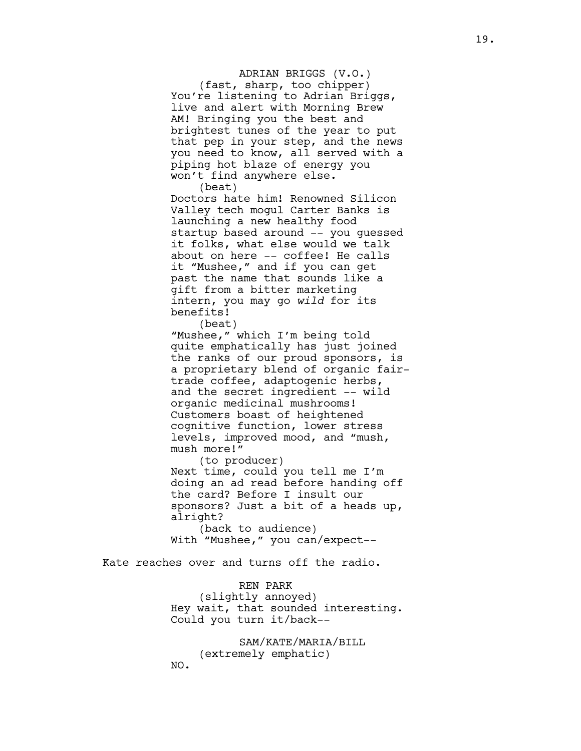ADRIAN BRIGGS (V.O.)
(fast, sharp, too chipper)
You're listening to Adrian Briggs, live and alert with Morning Brew AM! Bringing you the best and brightest tunes of the year to put that pep in your step, and the news you need to know, all served with a piping hot blaze of energy you won't find anywhere else.
(beat)
Doctors hate him! Renowned Silicon Valley tech mogul Carter Banks is launching a new healthy food startup based around -- you guessed it folks, what else would we talk about on here -- coffee! He calls it "Mushee," and if you can get past the name that sounds like a gift from a bitter marketing intern, you may go *wild* for its benefits!
(beat)
"Mushee," which I'm being told quite emphatically has just joined the ranks of our proud sponsors, is a proprietary blend of organic fair-trade coffee, adaptogenic herbs, and the secret ingredient -- wild organic medicinal mushrooms! Customers boast of heightened cognitive function, lower stress levels, improved mood, and "mush, mush more!"
(to producer)
Next time, could you tell me I'm doing an ad read before handing off the card? Before I insult our sponsors? Just a bit of a heads up, alright?
(back to audience)
With "Mushee," you can/expect--

Kate reaches over and turns off the radio.

REN PARK
(slightly annoyed)
Hey wait, that sounded interesting. Could you turn it/back--

SAM/KATE/MARIA/BILL
(extremely emphatic)
NO.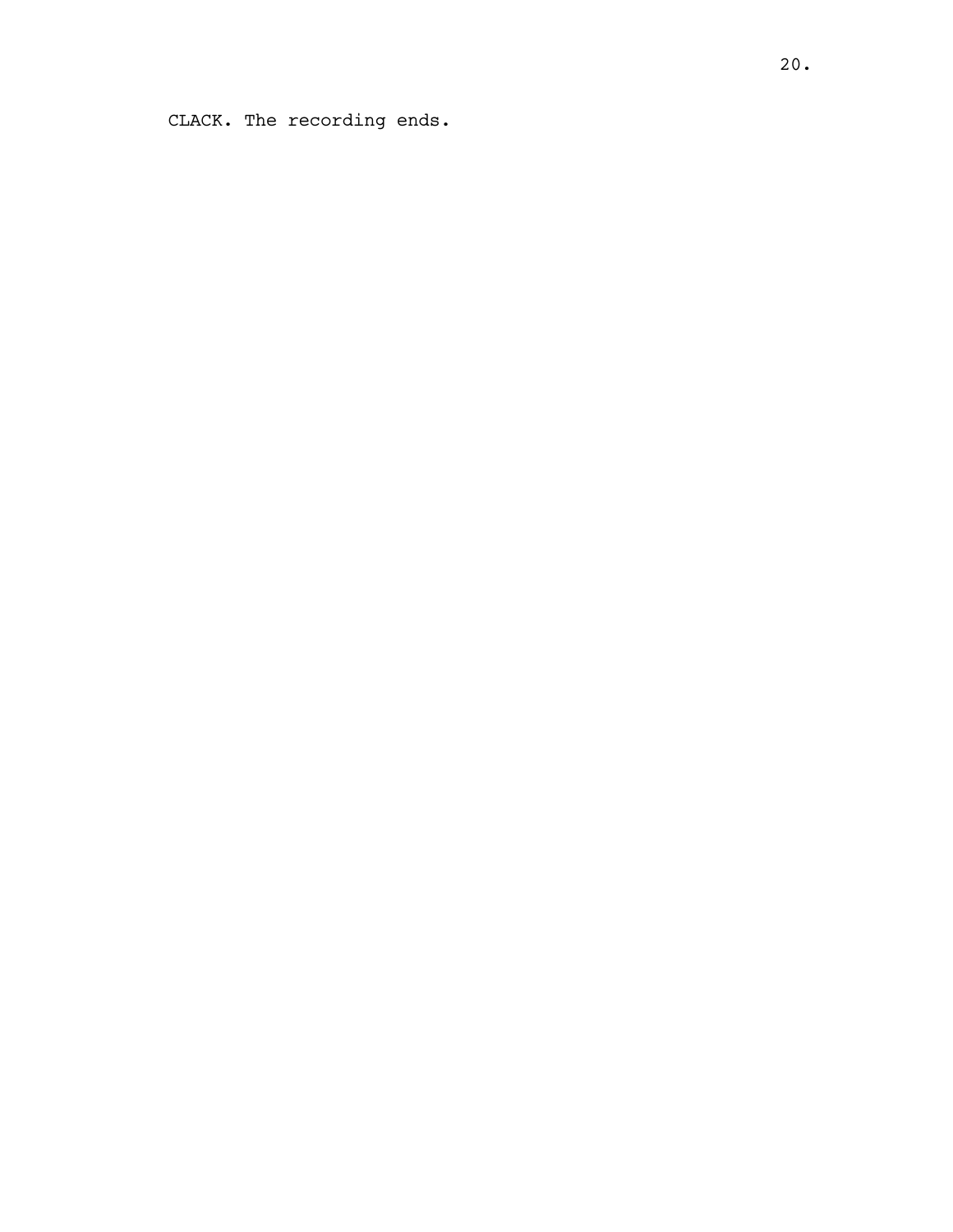CLACK. The recording ends.